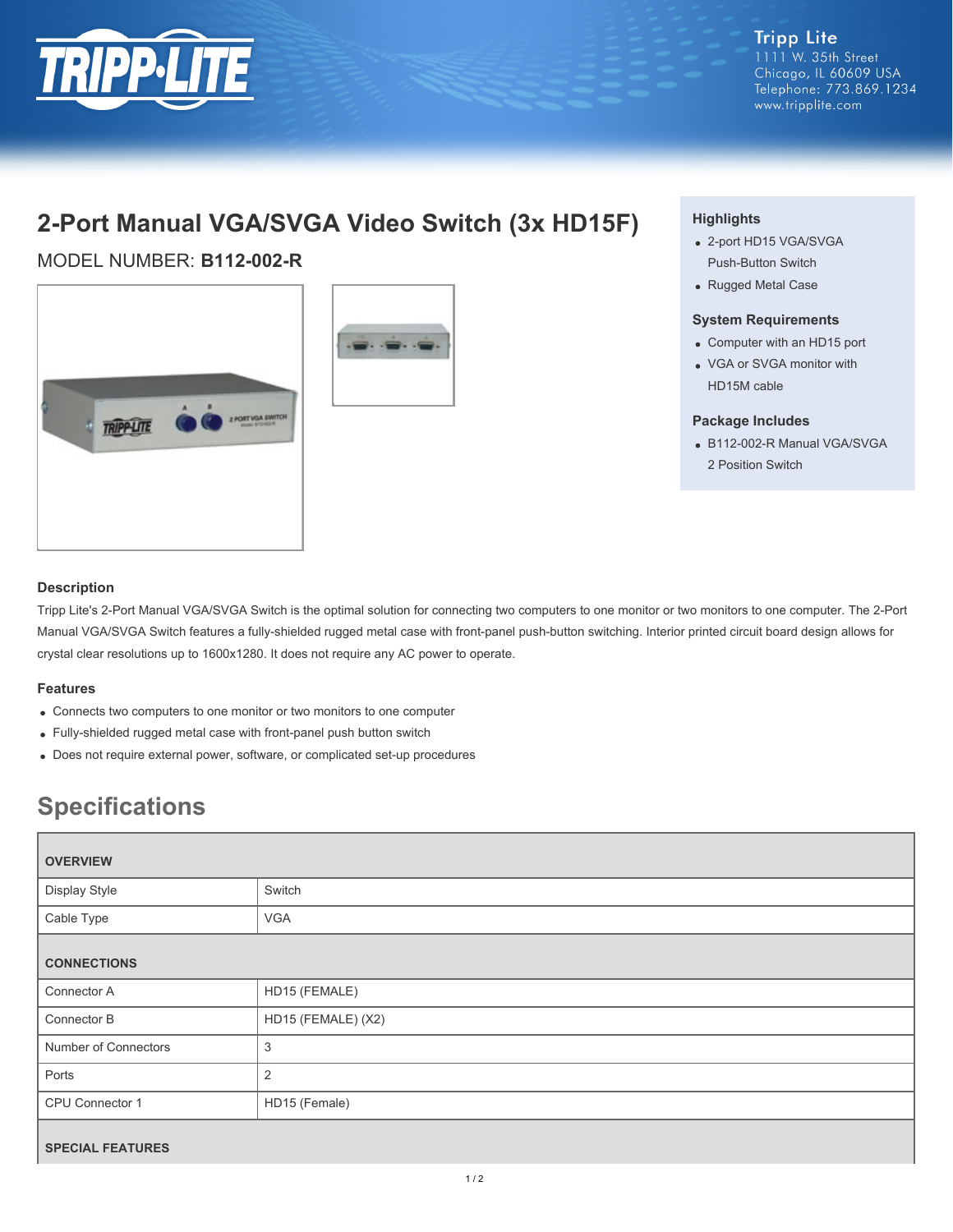Tripp Lite
1111 W. 35th Street
Chicago, IL 60609 USA
Telephone: 773.869.1234
www.tripplite.com

# 2-Port Manual VGA/SVGA Video Switch (3x HD15F)

MODEL NUMBER: **B112-002-R**

### Highlights

- 2-port HD15 VGA/SVGA Push-Button Switch
- Rugged Metal Case

### System Requirements

- Computer with an HD15 port
- VGA or SVGA monitor with HD15M cable

### Package Includes

- B112-002-R Manual VGA/SVGA 2 Position Switch

### Description

Tripp Lite's 2-Port Manual VGA/SVGA Switch is the optimal solution for connecting two computers to one monitor or two monitors to one computer. The 2-Port Manual VGA/SVGA Switch features a fully-shielded rugged metal case with front-panel push-button switching. Interior printed circuit board design allows for crystal clear resolutions up to 1600x1280. It does not require any AC power to operate.

### Features

- Connects two computers to one monitor or two monitors to one computer
- Fully-shielded rugged metal case with front-panel push button switch
- Does not require external power, software, or complicated set-up procedures

## Specifications

| OVERVIEW | |
|---|---|
| Display Style | Switch |
| Cable Type | VGA |
| **CONNECTIONS** | |
| Connector A | HD15 (FEMALE) |
| Connector B | HD15 (FEMALE) (X2) |
| Number of Connectors | 3 |
| Ports | 2 |
| CPU Connector 1 | HD15 (Female) |
| **SPECIAL FEATURES** | |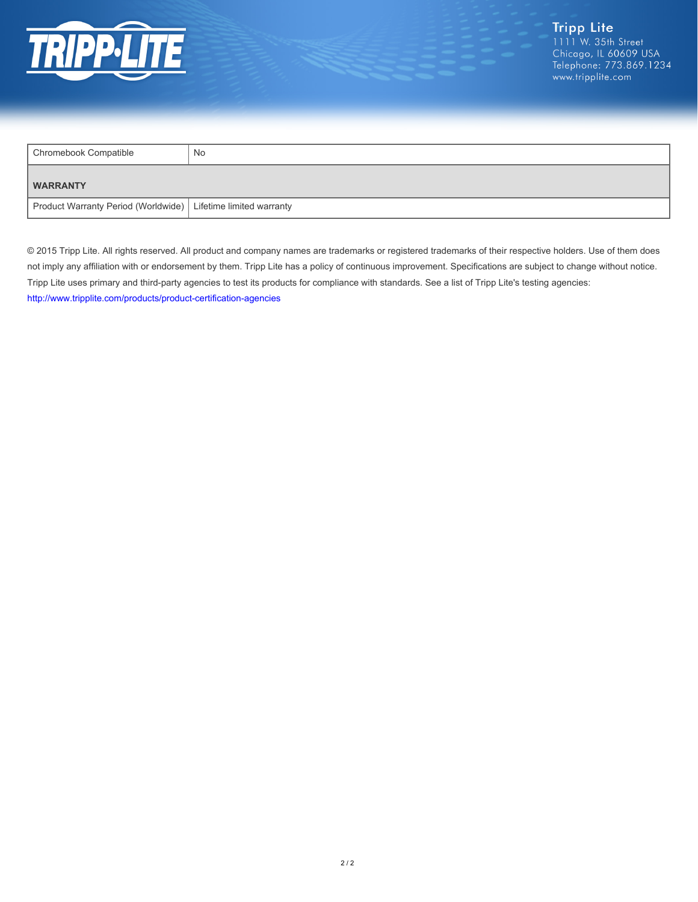| | |
|---|---|
| Chromebook Compatible | No |
| **WARRANTY** | |
| Product Warranty Period (Worldwide) | Lifetime limited warranty |

© 2015 Tripp Lite. All rights reserved. All product and company names are trademarks or registered trademarks of their respective holders. Use of them does not imply any affiliation with or endorsement by them. Tripp Lite has a policy of continuous improvement. Specifications are subject to change without notice. Tripp Lite uses primary and third-party agencies to test its products for compliance with standards. See a list of Tripp Lite's testing agencies: http://www.tripplite.com/products/product-certification-agencies